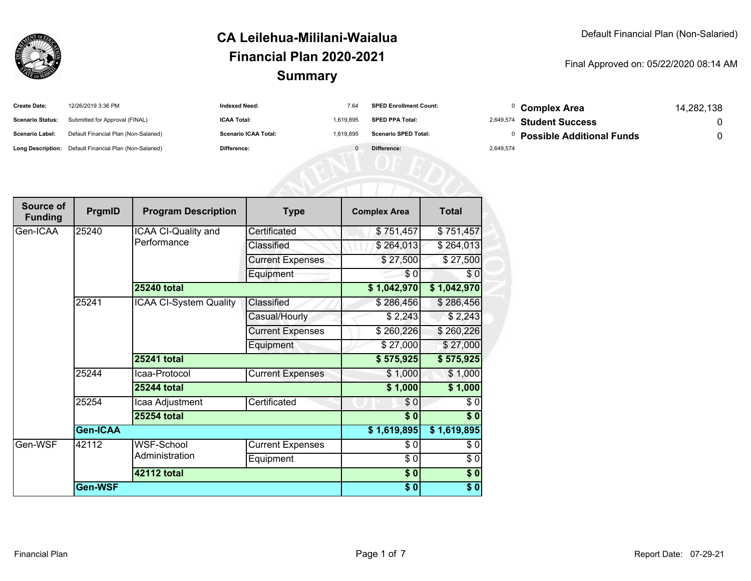# CA Leilehua-Mililani-Waialua
## Financial Plan 2020-2021
## Summary

Default Financial Plan (Non-Salaried)

Final Approved on: 05/22/2020 08:14 AM

| | | | | | |
|---|---|---|---|---|---|
| **Create Date:** | 12/26/2019 3:36 PM | **Indexed Need:** | 7.64 | **SPED Enrollment Count:** | 0 |
| **Scenario Status:** | Submitted for Approval (FINAL) | **ICAA Total:** | 1,619,895 | **SPED PPA Total:** | 2,649,574 |
| **Scenario Label:** | Default Financial Plan (Non-Salaried) | **Scenario ICAA Total:** | 1,619,895 | **Scenario SPED Total:** | 0 |
| **Long Description:** | Default Financial Plan (Non-Salaried) | **Difference:** | 0 | **Difference:** | 2,649,574 |

| | |
|---|---|
| **Complex Area** | 14,282,138 |
| **Student Success** | 0 |
| **Possible Additional Funds** | 0 |

| Source of Funding | PrgmID | Program Description | Type | Complex Area | Total |
|---|---|---|---|---|---|
| Gen-ICAA | 25240 | ICAA CI-Quality and Performance | Certificated | $ 751,457 | $ 751,457 |
| | | | Classified | $ 264,013 | $ 264,013 |
| | | | Current Expenses | $ 27,500 | $ 27,500 |
| | | | Equipment | $ 0 | $ 0 |
| | | **25240 total** | | **$ 1,042,970** | **$ 1,042,970** |
| | 25241 | ICAA CI-System Quality | Classified | $ 286,456 | $ 286,456 |
| | | | Casual/Hourly | $ 2,243 | $ 2,243 |
| | | | Current Expenses | $ 260,226 | $ 260,226 |
| | | | Equipment | $ 27,000 | $ 27,000 |
| | | **25241 total** | | **$ 575,925** | **$ 575,925** |
| | 25244 | Icaa-Protocol | Current Expenses | $ 1,000 | $ 1,000 |
| | | **25244 total** | | **$ 1,000** | **$ 1,000** |
| | 25254 | Icaa Adjustment | Certificated | $ 0 | $ 0 |
| | | **25254 total** | | **$ 0** | **$ 0** |
| | **Gen-ICAA** | | | **$ 1,619,895** | **$ 1,619,895** |
| Gen-WSF | 42112 | WSF-School Administration | Current Expenses | $ 0 | $ 0 |
| | | | Equipment | $ 0 | $ 0 |
| | | **42112 total** | | **$ 0** | **$ 0** |
| | **Gen-WSF** | | | **$ 0** | **$ 0** |

Financial Plan

Report Date: 07-29-21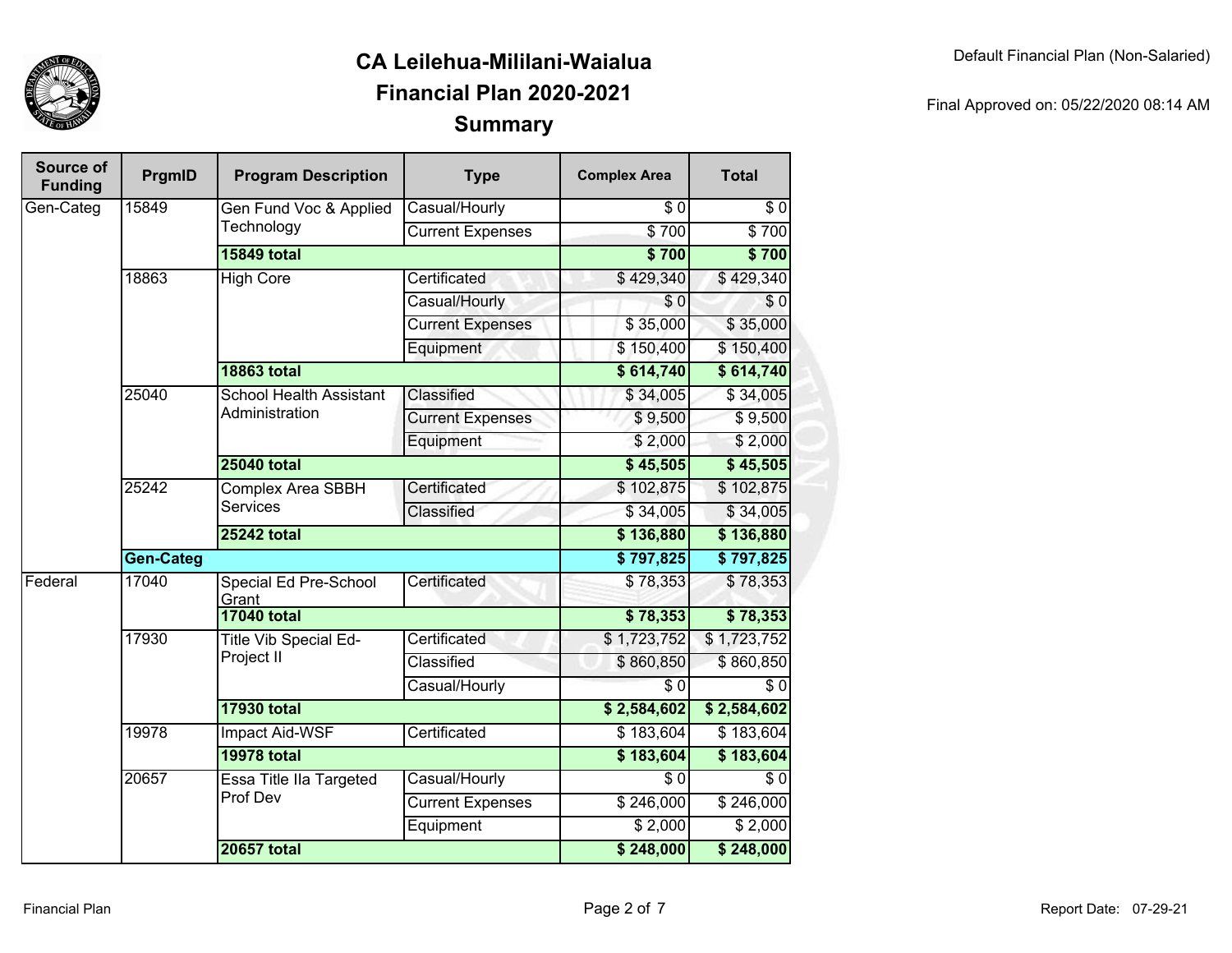# CA Leilehua-Mililani-Waialua
## Financial Plan 2020-2021
## Summary

Default Financial Plan (Non-Salaried)

Final Approved on: 05/22/2020 08:14 AM

| Source of Funding | PrgmID | Program Description | Type | Complex Area | Total |
|---|---|---|---|---|---|
| Gen-Categ | 15849 | Gen Fund Voc & Applied Technology | Casual/Hourly | $ 0 | $ 0 |
| | | | Current Expenses | $ 700 | $ 700 |
| | | **15849 total** | | **$ 700** | **$ 700** |
| | 18863 | High Core | Certificated | $ 429,340 | $ 429,340 |
| | | | Casual/Hourly | $ 0 | $ 0 |
| | | | Current Expenses | $ 35,000 | $ 35,000 |
| | | | Equipment | $ 150,400 | $ 150,400 |
| | | **18863 total** | | **$ 614,740** | **$ 614,740** |
| | 25040 | School Health Assistant Administration | Classified | $ 34,005 | $ 34,005 |
| | | | Current Expenses | $ 9,500 | $ 9,500 |
| | | | Equipment | $ 2,000 | $ 2,000 |
| | | **25040 total** | | **$ 45,505** | **$ 45,505** |
| | 25242 | Complex Area SBBH Services | Certificated | $ 102,875 | $ 102,875 |
| | | | Classified | $ 34,005 | $ 34,005 |
| | | **25242 total** | | **$ 136,880** | **$ 136,880** |
| | **Gen-Categ** | | | **$ 797,825** | **$ 797,825** |
| Federal | 17040 | Special Ed Pre-School Grant | Certificated | $ 78,353 | $ 78,353 |
| | | **17040 total** | | **$ 78,353** | **$ 78,353** |
| | 17930 | Title Vib Special Ed-Project II | Certificated | $ 1,723,752 | $ 1,723,752 |
| | | | Classified | $ 860,850 | $ 860,850 |
| | | | Casual/Hourly | $ 0 | $ 0 |
| | | **17930 total** | | **$ 2,584,602** | **$ 2,584,602** |
| | 19978 | Impact Aid-WSF | Certificated | $ 183,604 | $ 183,604 |
| | | **19978 total** | | **$ 183,604** | **$ 183,604** |
| | 20657 | Essa Title IIa Targeted Prof Dev | Casual/Hourly | $ 0 | $ 0 |
| | | | Current Expenses | $ 246,000 | $ 246,000 |
| | | | Equipment | $ 2,000 | $ 2,000 |
| | | **20657 total** | | **$ 248,000** | **$ 248,000** |

Report Date: 07-29-21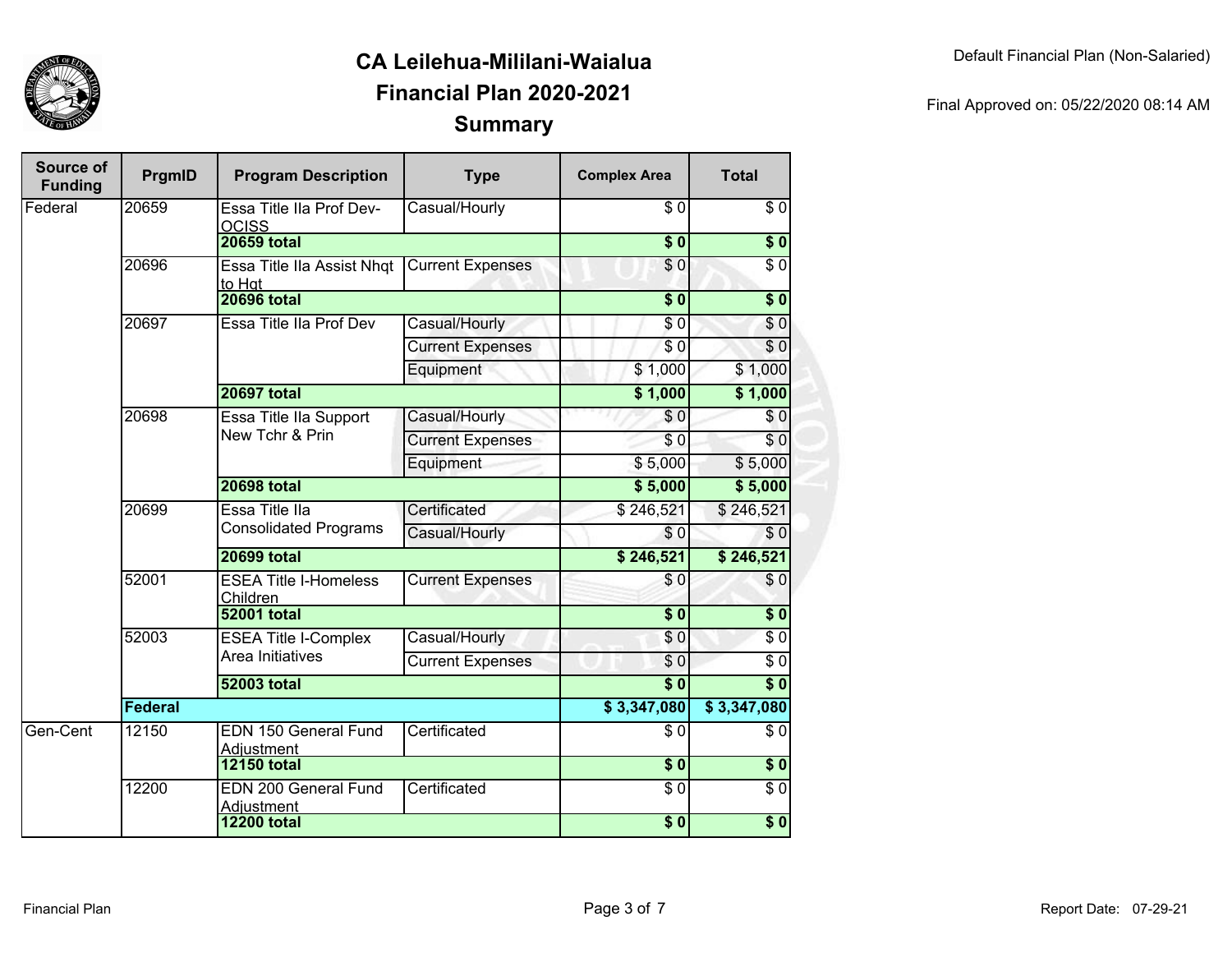# CA Leilehua-Mililani-Waialua

## Financial Plan 2020-2021

## Summary

Default Financial Plan (Non-Salaried)

Final Approved on: 05/22/2020 08:14 AM

| Source of Funding | PrgmID | Program Description | Type | Complex Area | Total |
|---|---|---|---|---|---|
| Federal | 20659 | Essa Title IIa Prof Dev-OCISS | Casual/Hourly | $ 0 | $ 0 |
| | | **20659 total** | | **$ 0** | **$ 0** |
| | 20696 | Essa Title IIa Assist Nhqt to Hqt | Current Expenses | $ 0 | $ 0 |
| | | **20696 total** | | **$ 0** | **$ 0** |
| | 20697 | Essa Title IIa Prof Dev | Casual/Hourly | $ 0 | $ 0 |
| | | | Current Expenses | $ 0 | $ 0 |
| | | | Equipment | $ 1,000 | $ 1,000 |
| | | **20697 total** | | **$ 1,000** | **$ 1,000** |
| | 20698 | Essa Title IIa Support New Tchr & Prin | Casual/Hourly | $ 0 | $ 0 |
| | | | Current Expenses | $ 0 | $ 0 |
| | | | Equipment | $ 5,000 | $ 5,000 |
| | | **20698 total** | | **$ 5,000** | **$ 5,000** |
| | 20699 | Essa Title IIa Consolidated Programs | Certificated | $ 246,521 | $ 246,521 |
| | | | Casual/Hourly | $ 0 | $ 0 |
| | | **20699 total** | | **$ 246,521** | **$ 246,521** |
| | 52001 | ESEA Title I-Homeless Children | Current Expenses | $ 0 | $ 0 |
| | | **52001 total** | | **$ 0** | **$ 0** |
| | 52003 | ESEA Title I-Complex Area Initiatives | Casual/Hourly | $ 0 | $ 0 |
| | | | Current Expenses | $ 0 | $ 0 |
| | | **52003 total** | | **$ 0** | **$ 0** |
| | **Federal** | | | **$ 3,347,080** | **$ 3,347,080** |
| Gen-Cent | 12150 | EDN 150 General Fund Adjustment | Certificated | $ 0 | $ 0 |
| | | **12150 total** | | **$ 0** | **$ 0** |
| | 12200 | EDN 200 General Fund Adjustment | Certificated | $ 0 | $ 0 |
| | | **12200 total** | | **$ 0** | **$ 0** |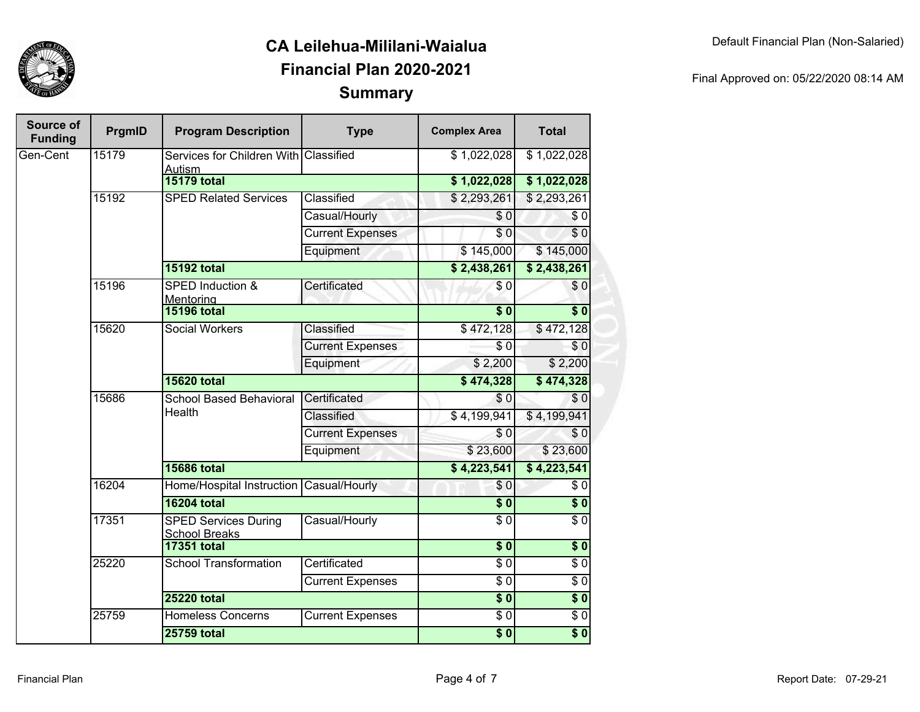# CA Leilehua-Mililani-Waialua
## Financial Plan 2020-2021
## Summary

Default Financial Plan (Non-Salaried)

Final Approved on: 05/22/2020 08:14 AM

| Source of Funding | PrgmID | Program Description | Type | Complex Area | Total |
|---|---|---|---|---|---|
| Gen-Cent | 15179 | Services for Children With Autism | Classified | $ 1,022,028 | $ 1,022,028 |
| | | **15179 total** | | **$ 1,022,028** | **$ 1,022,028** |
| | 15192 | SPED Related Services | Classified | $ 2,293,261 | $ 2,293,261 |
| | | | Casual/Hourly | $ 0 | $ 0 |
| | | | Current Expenses | $ 0 | $ 0 |
| | | | Equipment | $ 145,000 | $ 145,000 |
| | | **15192 total** | | **$ 2,438,261** | **$ 2,438,261** |
| | 15196 | SPED Induction & Mentoring | Certificated | $ 0 | $ 0 |
| | | **15196 total** | | **$ 0** | **$ 0** |
| | 15620 | Social Workers | Classified | $ 472,128 | $ 472,128 |
| | | | Current Expenses | $ 0 | $ 0 |
| | | | Equipment | $ 2,200 | $ 2,200 |
| | | **15620 total** | | **$ 474,328** | **$ 474,328** |
| | 15686 | School Based Behavioral Health | Certificated | $ 0 | $ 0 |
| | | | Classified | $ 4,199,941 | $ 4,199,941 |
| | | | Current Expenses | $ 0 | $ 0 |
| | | | Equipment | $ 23,600 | $ 23,600 |
| | | **15686 total** | | **$ 4,223,541** | **$ 4,223,541** |
| | 16204 | Home/Hospital Instruction | Casual/Hourly | $ 0 | $ 0 |
| | | **16204 total** | | **$ 0** | **$ 0** |
| | 17351 | SPED Services During School Breaks | Casual/Hourly | $ 0 | $ 0 |
| | | **17351 total** | | **$ 0** | **$ 0** |
| | 25220 | School Transformation | Certificated | $ 0 | $ 0 |
| | | | Current Expenses | $ 0 | $ 0 |
| | | **25220 total** | | **$ 0** | **$ 0** |
| | 25759 | Homeless Concerns | Current Expenses | $ 0 | $ 0 |
| | | **25759 total** | | **$ 0** | **$ 0** |

Report Date: 07-29-21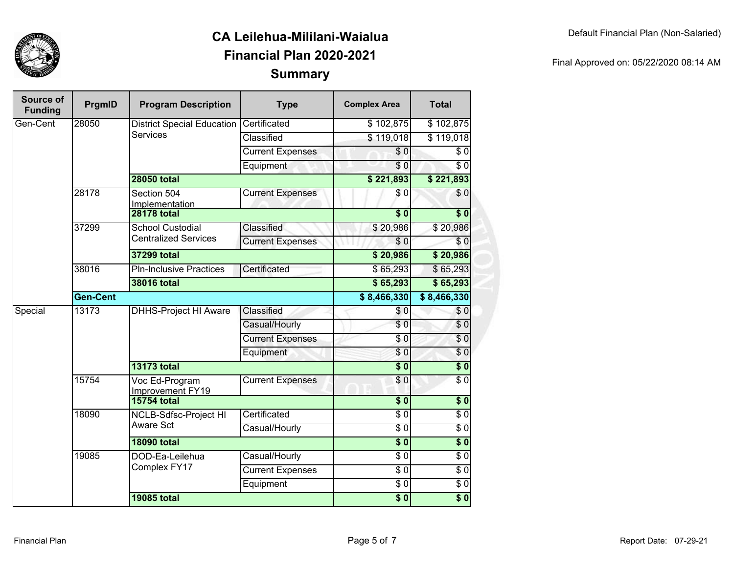# CA Leilehua-Mililani-Waialua
## Financial Plan 2020-2021
## Summary

Default Financial Plan (Non-Salaried)

Final Approved on: 05/22/2020 08:14 AM

| Source of Funding | PrgmID | Program Description | Type | Complex Area | Total |
|---|---|---|---|---|---|
| Gen-Cent | 28050 | District Special Education Services | Certificated | $ 102,875 | $ 102,875 |
| | | | Classified | $ 119,018 | $ 119,018 |
| | | | Current Expenses | $ 0 | $ 0 |
| | | | Equipment | $ 0 | $ 0 |
| | | **28050 total** | | **$ 221,893** | **$ 221,893** |
| | 28178 | Section 504 Implementation | Current Expenses | $ 0 | $ 0 |
| | | **28178 total** | | **$ 0** | **$ 0** |
| | 37299 | School Custodial Centralized Services | Classified | $ 20,986 | $ 20,986 |
| | | | Current Expenses | $ 0 | $ 0 |
| | | **37299 total** | | **$ 20,986** | **$ 20,986** |
| | 38016 | Pln-Inclusive Practices | Certificated | $ 65,293 | $ 65,293 |
| | | **38016 total** | | **$ 65,293** | **$ 65,293** |
| | **Gen-Cent** | | | **$ 8,466,330** | **$ 8,466,330** |
| Special | 13173 | DHHS-Project HI Aware | Classified | $ 0 | $ 0 |
| | | | Casual/Hourly | $ 0 | $ 0 |
| | | | Current Expenses | $ 0 | $ 0 |
| | | | Equipment | $ 0 | $ 0 |
| | | **13173 total** | | **$ 0** | **$ 0** |
| | 15754 | Voc Ed-Program Improvement FY19 | Current Expenses | $ 0 | $ 0 |
| | | **15754 total** | | **$ 0** | **$ 0** |
| | 18090 | NCLB-Sdfsc-Project HI Aware Sct | Certificated | $ 0 | $ 0 |
| | | | Casual/Hourly | $ 0 | $ 0 |
| | | **18090 total** | | **$ 0** | **$ 0** |
| | 19085 | DOD-Ea-Leilehua Complex FY17 | Casual/Hourly | $ 0 | $ 0 |
| | | | Current Expenses | $ 0 | $ 0 |
| | | | Equipment | $ 0 | $ 0 |
| | | **19085 total** | | **$ 0** | **$ 0** |

Report Date: 07-29-21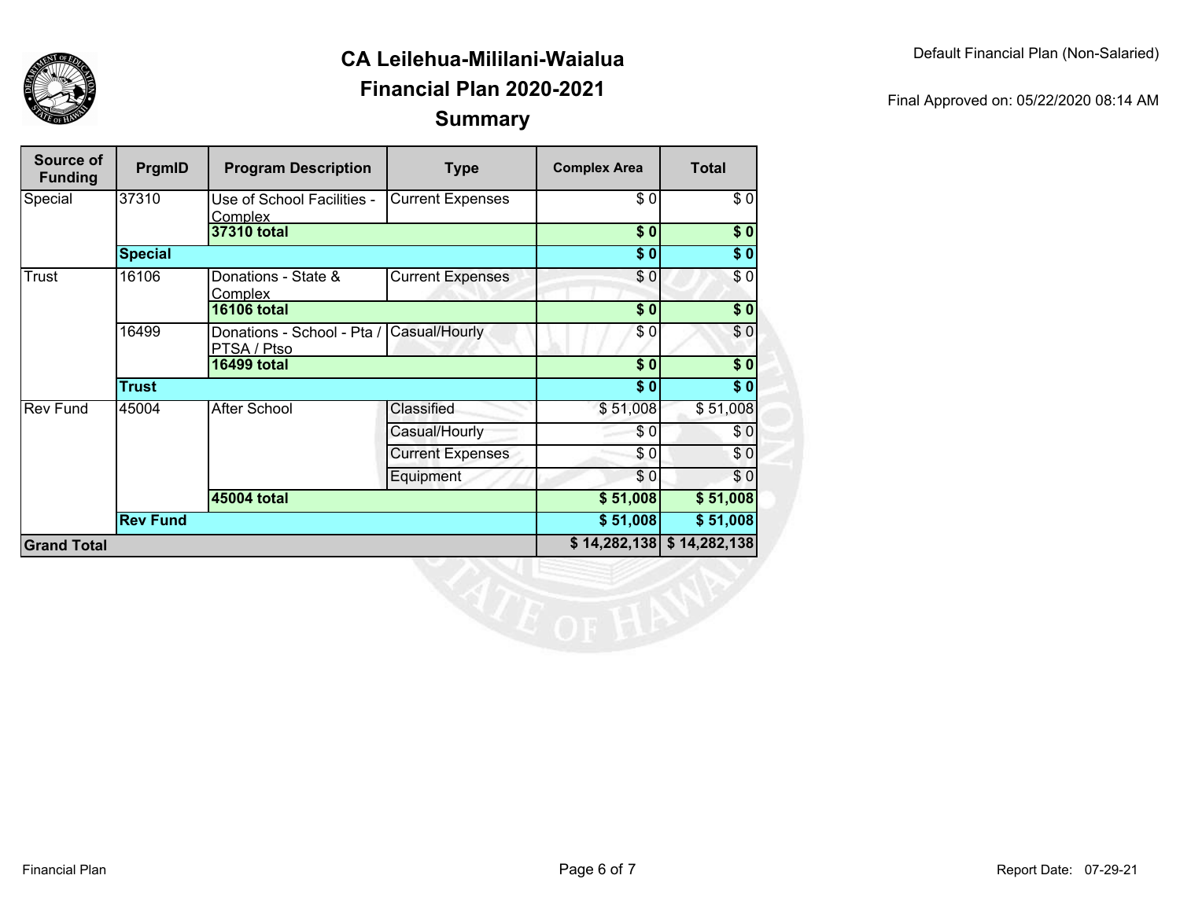# CA Leilehua-Mililani-Waialua

## Financial Plan 2020-2021

## Summary

Default Financial Plan (Non-Salaried)

Final Approved on: 05/22/2020 08:14 AM

| Source of Funding | PrgmID | Program Description | Type | Complex Area | Total |
|---|---|---|---|---|---|
| Special | 37310 | Use of School Facilities - Complex | Current Expenses | $ 0 | $ 0 |
| | | **37310 total** | | **$ 0** | **$ 0** |
| | **Special** | | | **$ 0** | **$ 0** |
| Trust | 16106 | Donations - State & Complex | Current Expenses | $ 0 | $ 0 |
| | | **16106 total** | | **$ 0** | **$ 0** |
| | 16499 | Donations - School - Pta / PTSA / Ptso | Casual/Hourly | $ 0 | $ 0 |
| | | **16499 total** | | **$ 0** | **$ 0** |
| | **Trust** | | | **$ 0** | **$ 0** |
| Rev Fund | 45004 | After School | Classified | $ 51,008 | $ 51,008 |
| | | | Casual/Hourly | $ 0 | $ 0 |
| | | | Current Expenses | $ 0 | $ 0 |
| | | | Equipment | $ 0 | $ 0 |
| | | **45004 total** | | **$ 51,008** | **$ 51,008** |
| | **Rev Fund** | | | **$ 51,008** | **$ 51,008** |
| **Grand Total** | | | | **$ 14,282,138** | **$ 14,282,138** |

Report Date: 07-29-21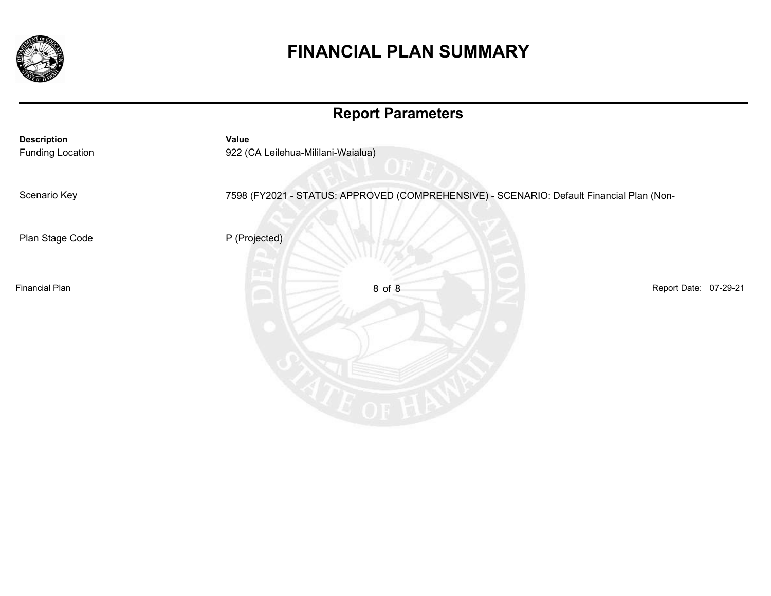# FINANCIAL PLAN SUMMARY

## Report Parameters

| Description | Value |
| --- | --- |
| Funding Location | 922 (CA Leilehua-Mililani-Waialua) |
| Scenario Key | 7598 (FY2021 - STATUS: APPROVED (COMPREHENSIVE) - SCENARIO: Default Financial Plan (Non- |
| Plan Stage Code | P (Projected) |

Financial Plan

Report Date: 07-29-21